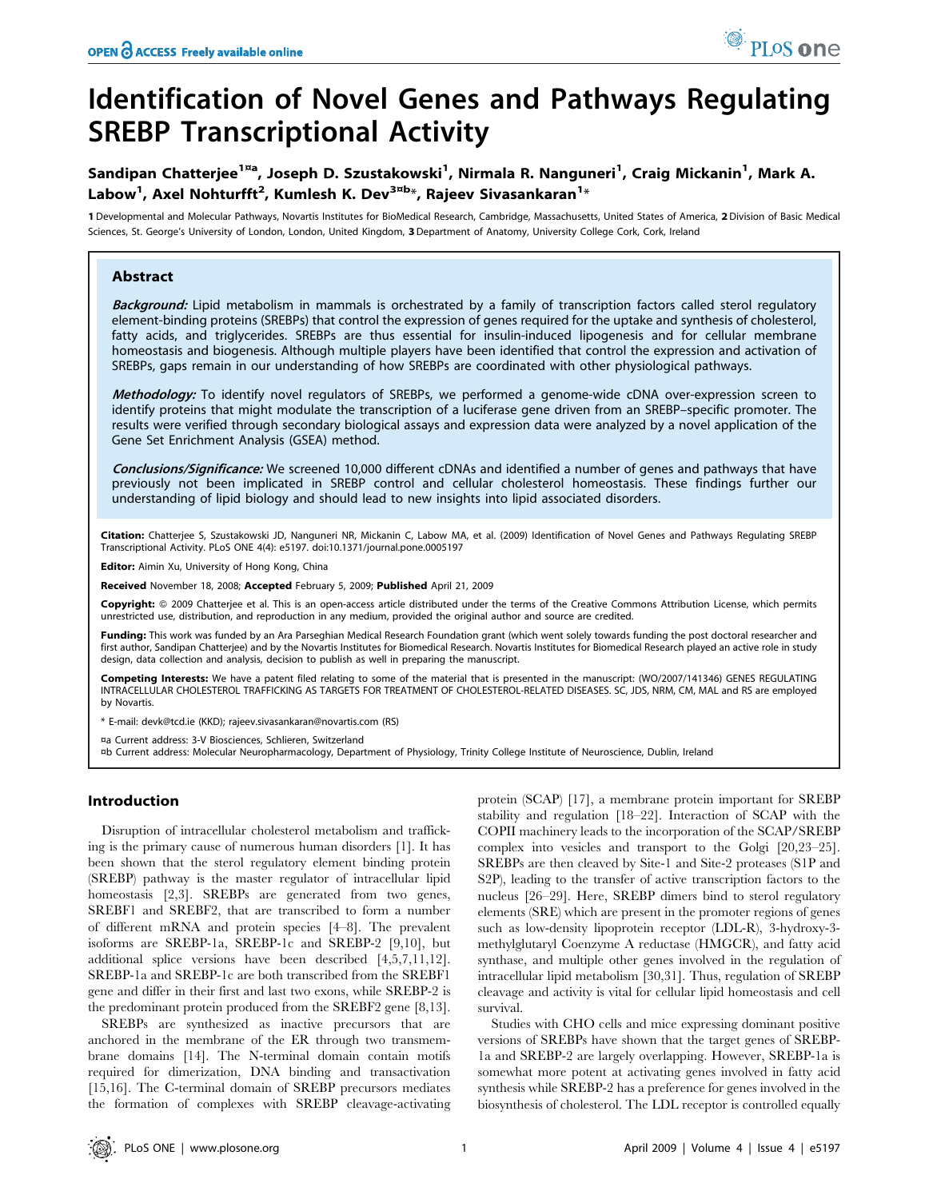# Identification of Novel Genes and Pathways Regulating SREBP Transcriptional Activity

Sandipan Chatterjee[1¤a], Joseph D. Szustakowski[1], Nirmala R. Nanguneri[1], Craig Mickanin[1], Mark A. Labow[1], Axel Nohturfft[2], Kumlesh K. Dev[3¤b]*, Rajeev Sivasankaran[1]*

1 Developmental and Molecular Pathways, Novartis Institutes for BioMedical Research, Cambridge, Massachusetts, United States of America, 2 Division of Basic Medical Sciences, St. George's University of London, London, United Kingdom, 3 Department of Anatomy, University College Cork, Cork, Ireland

## Abstract

***Background:*** Lipid metabolism in mammals is orchestrated by a family of transcription factors called sterol regulatory element-binding proteins (SREBPs) that control the expression of genes required for the uptake and synthesis of cholesterol, fatty acids, and triglycerides. SREBPs are thus essential for insulin-induced lipogenesis and for cellular membrane homeostasis and biogenesis. Although multiple players have been identified that control the expression and activation of SREBPs, gaps remain in our understanding of how SREBPs are coordinated with other physiological pathways.

***Methodology:*** To identify novel regulators of SREBPs, we performed a genome-wide cDNA over-expression screen to identify proteins that might modulate the transcription of a luciferase gene driven from an SREBP–specific promoter. The results were verified through secondary biological assays and expression data were analyzed by a novel application of the Gene Set Enrichment Analysis (GSEA) method.

***Conclusions/Significance:*** We screened 10,000 different cDNAs and identified a number of genes and pathways that have previously not been implicated in SREBP control and cellular cholesterol homeostasis. These findings further our understanding of lipid biology and should lead to new insights into lipid associated disorders.

**Citation:** Chatterjee S, Szustakowski JD, Nanguneri NR, Mickanin C, Labow MA, et al. (2009) Identification of Novel Genes and Pathways Regulating SREBP Transcriptional Activity. PLoS ONE 4(4): e5197. doi:10.1371/journal.pone.0005197

**Editor:** Aimin Xu, University of Hong Kong, China

**Received** November 18, 2008; **Accepted** February 5, 2009; **Published** April 21, 2009

**Copyright:** © 2009 Chatterjee et al. This is an open-access article distributed under the terms of the Creative Commons Attribution License, which permits unrestricted use, distribution, and reproduction in any medium, provided the original author and source are credited.

**Funding:** This work was funded by an Ara Parseghian Medical Research Foundation grant (which went solely towards funding the post doctoral researcher and first author, Sandipan Chatterjee) and by the Novartis Institutes for Biomedical Research. Novartis Institutes for Biomedical Research played an active role in study design, data collection and analysis, decision to publish as well in preparing the manuscript.

**Competing Interests:** We have a patent filed relating to some of the material that is presented in the manuscript: (WO/2007/141346) GENES REGULATING INTRACELLULAR CHOLESTEROL TRAFFICKING AS TARGETS FOR TREATMENT OF CHOLESTEROL-RELATED DISEASES. SC, JDS, NRM, CM, MAL and RS are employed by Novartis.

\* E-mail: devk@tcd.ie (KKD); rajeev.sivasankaran@novartis.com (RS)

¤a Current address: 3-V Biosciences, Schlieren, Switzerland

¤b Current address: Molecular Neuropharmacology, Department of Physiology, Trinity College Institute of Neuroscience, Dublin, Ireland

## Introduction

Disruption of intracellular cholesterol metabolism and trafficking is the primary cause of numerous human disorders [1]. It has been shown that the sterol regulatory element binding protein (SREBP) pathway is the master regulator of intracellular lipid homeostasis [2,3]. SREBPs are generated from two genes, SREBF1 and SREBF2, that are transcribed to form a number of different mRNA and protein species [4–8]. The prevalent isoforms are SREBP-1a, SREBP-1c and SREBP-2 [9,10], but additional splice versions have been described [4,5,7,11,12]. SREBP-1a and SREBP-1c are both transcribed from the SREBF1 gene and differ in their first and last two exons, while SREBP-2 is the predominant protein produced from the SREBF2 gene [8,13].

SREBPs are synthesized as inactive precursors that are anchored in the membrane of the ER through two transmembrane domains [14]. The N-terminal domain contain motifs required for dimerization, DNA binding and transactivation [15,16]. The C-terminal domain of SREBP precursors mediates the formation of complexes with SREBP cleavage-activating protein (SCAP) [17], a membrane protein important for SREBP stability and regulation [18–22]. Interaction of SCAP with the COPII machinery leads to the incorporation of the SCAP/SREBP complex into vesicles and transport to the Golgi [20,23–25]. SREBPs are then cleaved by Site-1 and Site-2 proteases (S1P and S2P), leading to the transfer of active transcription factors to the nucleus [26–29]. Here, SREBP dimers bind to sterol regulatory elements (SRE) which are present in the promoter regions of genes such as low-density lipoprotein receptor (LDL-R), 3-hydroxy-3-methylglutaryl Coenzyme A reductase (HMGCR), and fatty acid synthase, and multiple other genes involved in the regulation of intracellular lipid metabolism [30,31]. Thus, regulation of SREBP cleavage and activity is vital for cellular lipid homeostasis and cell survival.

Studies with CHO cells and mice expressing dominant positive versions of SREBPs have shown that the target genes of SREBP-1a and SREBP-2 are largely overlapping. However, SREBP-1a is somewhat more potent at activating genes involved in fatty acid synthesis while SREBP-2 has a preference for genes involved in the biosynthesis of cholesterol. The LDL receptor is controlled equally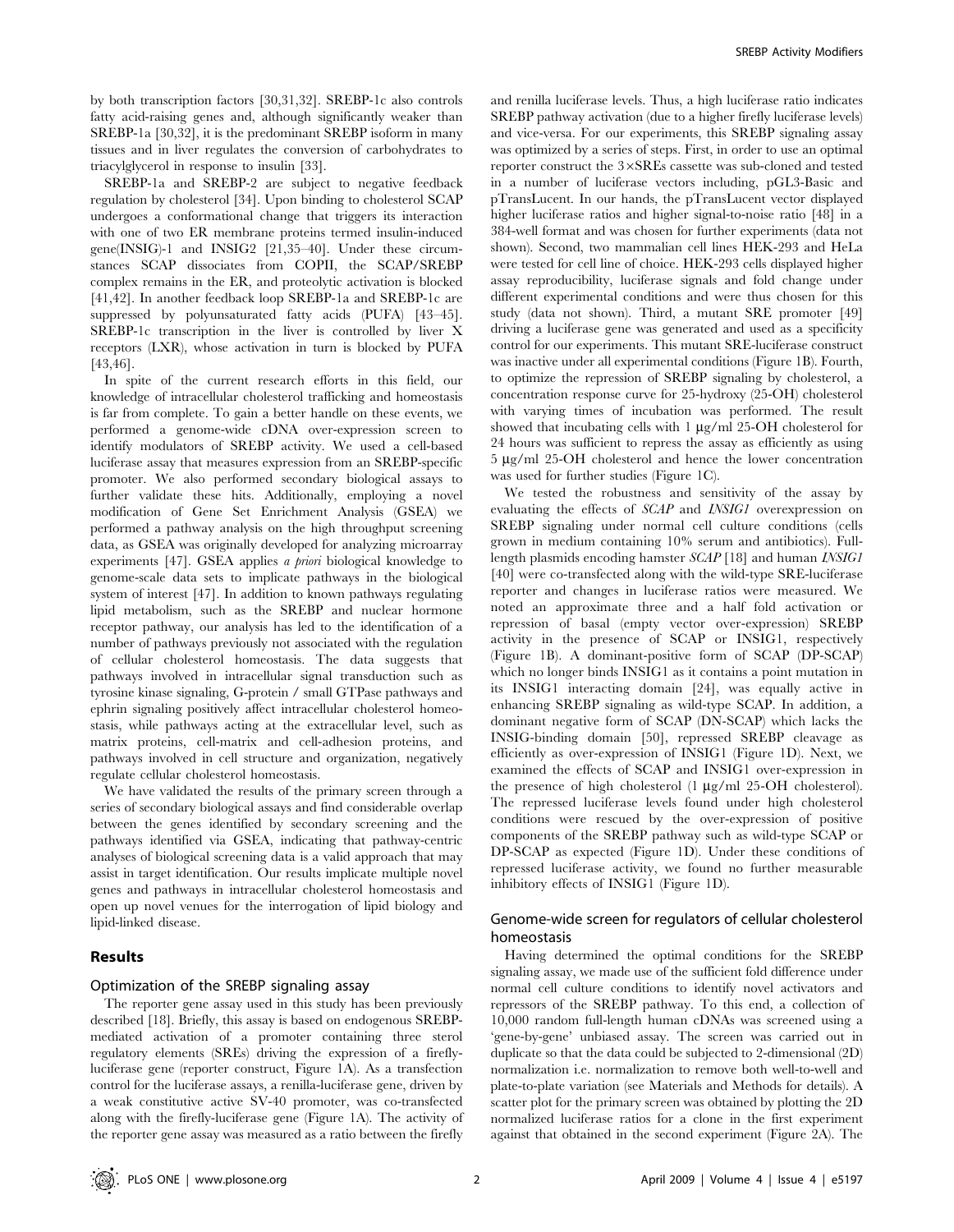by both transcription factors [30,31,32]. SREBP-1c also controls fatty acid-raising genes and, although significantly weaker than SREBP-1a [30,32], it is the predominant SREBP isoform in many tissues and in liver regulates the conversion of carbohydrates to triacylglycerol in response to insulin [33].

SREBP-1a and SREBP-2 are subject to negative feedback regulation by cholesterol [34]. Upon binding to cholesterol SCAP undergoes a conformational change that triggers its interaction with one of two ER membrane proteins termed insulin-induced gene(INSIG)-1 and INSIG2 [21,35–40]. Under these circumstances SCAP dissociates from COPII, the SCAP/SREBP complex remains in the ER, and proteolytic activation is blocked [41,42]. In another feedback loop SREBP-1a and SREBP-1c are suppressed by polyunsaturated fatty acids (PUFA) [43–45]. SREBP-1c transcription in the liver is controlled by liver X receptors (LXR), whose activation in turn is blocked by PUFA [43,46].

In spite of the current research efforts in this field, our knowledge of intracellular cholesterol trafficking and homeostasis is far from complete. To gain a better handle on these events, we performed a genome-wide cDNA over-expression screen to identify modulators of SREBP activity. We used a cell-based luciferase assay that measures expression from an SREBP-specific promoter. We also performed secondary biological assays to further validate these hits. Additionally, employing a novel modification of Gene Set Enrichment Analysis (GSEA) we performed a pathway analysis on the high throughput screening data, as GSEA was originally developed for analyzing microarray experiments [47]. GSEA applies *a priori* biological knowledge to genome-scale data sets to implicate pathways in the biological system of interest [47]. In addition to known pathways regulating lipid metabolism, such as the SREBP and nuclear hormone receptor pathway, our analysis has led to the identification of a number of pathways previously not associated with the regulation of cellular cholesterol homeostasis. The data suggests that pathways involved in intracellular signal transduction such as tyrosine kinase signaling, G-protein / small GTPase pathways and ephrin signaling positively affect intracellular cholesterol homeostasis, while pathways acting at the extracellular level, such as matrix proteins, cell-matrix and cell-adhesion proteins, and pathways involved in cell structure and organization, negatively regulate cellular cholesterol homeostasis.

We have validated the results of the primary screen through a series of secondary biological assays and find considerable overlap between the genes identified by secondary screening and the pathways identified via GSEA, indicating that pathway-centric analyses of biological screening data is a valid approach that may assist in target identification. Our results implicate multiple novel genes and pathways in intracellular cholesterol homeostasis and open up novel venues for the interrogation of lipid biology and lipid-linked disease.

## Results

### Optimization of the SREBP signaling assay

The reporter gene assay used in this study has been previously described [18]. Briefly, this assay is based on endogenous SREBP-mediated activation of a promoter containing three sterol regulatory elements (SREs) driving the expression of a firefly-luciferase gene (reporter construct, Figure 1A). As a transfection control for the luciferase assays, a renilla-luciferase gene, driven by a weak constitutive active SV-40 promoter, was co-transfected along with the firefly-luciferase gene (Figure 1A). The activity of the reporter gene assay was measured as a ratio between the firefly and renilla luciferase levels. Thus, a high luciferase ratio indicates SREBP pathway activation (due to a higher firefly luciferase levels) and vice-versa. For our experiments, this SREBP signaling assay was optimized by a series of steps. First, in order to use an optimal reporter construct the 3×SREs cassette was sub-cloned and tested in a number of luciferase vectors including, pGL3-Basic and pTransLucent. In our hands, the pTransLucent vector displayed higher luciferase ratios and higher signal-to-noise ratio [48] in a 384-well format and was chosen for further experiments (data not shown). Second, two mammalian cell lines HEK-293 and HeLa were tested for cell line of choice. HEK-293 cells displayed higher assay reproducibility, luciferase signals and fold change under different experimental conditions and were thus chosen for this study (data not shown). Third, a mutant SRE promoter [49] driving a luciferase gene was generated and used as a specificity control for our experiments. This mutant SRE-luciferase construct was inactive under all experimental conditions (Figure 1B). Fourth, to optimize the repression of SREBP signaling by cholesterol, a concentration response curve for 25-hydroxy (25-OH) cholesterol with varying times of incubation was performed. The result showed that incubating cells with 1 µg/ml 25-OH cholesterol for 24 hours was sufficient to repress the assay as efficiently as using 5 µg/ml 25-OH cholesterol and hence the lower concentration was used for further studies (Figure 1C).

We tested the robustness and sensitivity of the assay by evaluating the effects of *SCAP* and *INSIG1* overexpression on SREBP signaling under normal cell culture conditions (cells grown in medium containing 10% serum and antibiotics). Full-length plasmids encoding hamster *SCAP* [18] and human *INSIG1* [40] were co-transfected along with the wild-type SRE-luciferase reporter and changes in luciferase ratios were measured. We noted an approximate three and a half fold activation or repression of basal (empty vector over-expression) SREBP activity in the presence of SCAP or INSIG1, respectively (Figure 1B). A dominant-positive form of SCAP (DP-SCAP) which no longer binds INSIG1 as it contains a point mutation in its INSIG1 interacting domain [24], was equally active in enhancing SREBP signaling as wild-type SCAP. In addition, a dominant negative form of SCAP (DN-SCAP) which lacks the INSIG-binding domain [50], repressed SREBP cleavage as efficiently as over-expression of INSIG1 (Figure 1D). Next, we examined the effects of SCAP and INSIG1 over-expression in the presence of high cholesterol (1 µg/ml 25-OH cholesterol). The repressed luciferase levels found under high cholesterol conditions were rescued by the over-expression of positive components of the SREBP pathway such as wild-type SCAP or DP-SCAP as expected (Figure 1D). Under these conditions of repressed luciferase activity, we found no further measurable inhibitory effects of INSIG1 (Figure 1D).

### Genome-wide screen for regulators of cellular cholesterol homeostasis

Having determined the optimal conditions for the SREBP signaling assay, we made use of the sufficient fold difference under normal cell culture conditions to identify novel activators and repressors of the SREBP pathway. To this end, a collection of 10,000 random full-length human cDNAs was screened using a 'gene-by-gene' unbiased assay. The screen was carried out in duplicate so that the data could be subjected to 2-dimensional (2D) normalization i.e. normalization to remove both well-to-well and plate-to-plate variation (see Materials and Methods for details). A scatter plot for the primary screen was obtained by plotting the 2D normalized luciferase ratios for a clone in the first experiment against that obtained in the second experiment (Figure 2A). The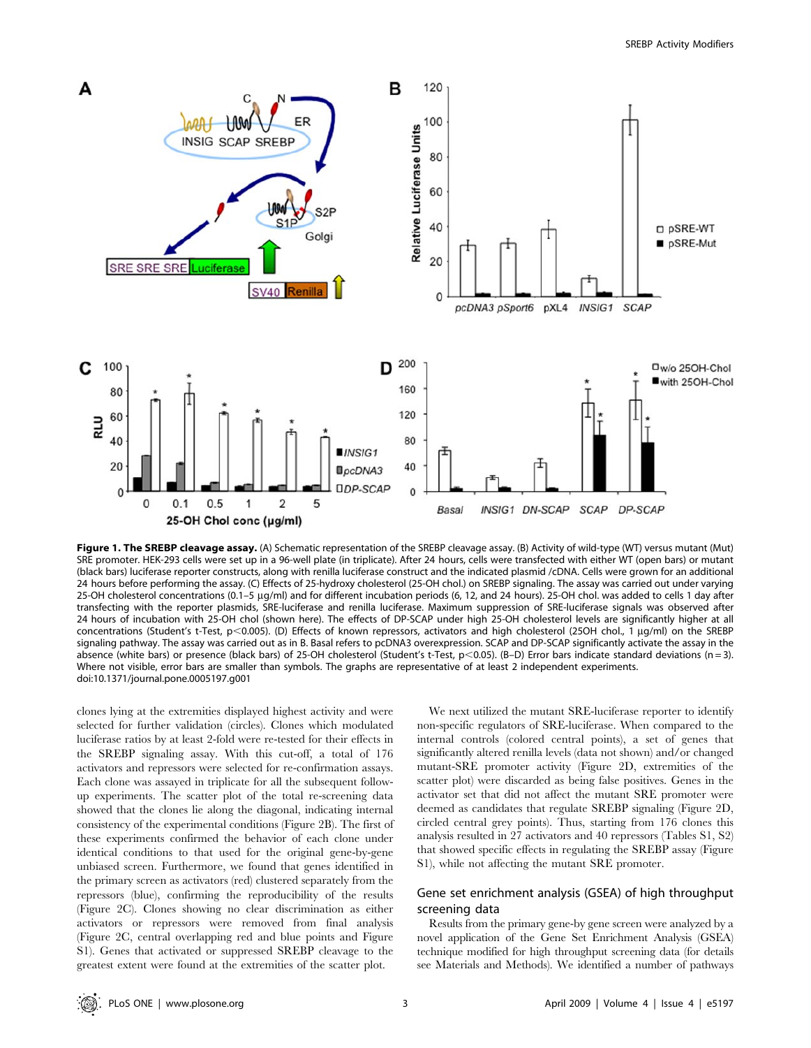**Figure 1. The SREBP cleavage assay.** (A) Schematic representation of the SREBP cleavage assay. (B) Activity of wild-type (WT) versus mutant (Mut) SRE promoter. HEK-293 cells were set up in a 96-well plate (in triplicate). After 24 hours, cells were transfected with either WT (open bars) or mutant (black bars) luciferase reporter constructs, along with renilla luciferase construct and the indicated plasmid /cDNA. Cells were grown for an additional 24 hours before performing the assay. (C) Effects of 25-hydroxy cholesterol (25-OH chol.) on SREBP signaling. The assay was carried out under varying 25-OH cholesterol concentrations (0.1–5 µg/ml) and for different incubation periods (6, 12, and 24 hours). 25-OH chol. was added to cells 1 day after transfecting with the reporter plasmids, SRE-luciferase and renilla luciferase. Maximum suppression of SRE-luciferase signals was observed after 24 hours of incubation with 25-OH chol (shown here). The effects of DP-SCAP under high 25-OH cholesterol levels are significantly higher at all concentrations (Student's t-Test, $p<0.005$). (D) Effects of known repressors, activators and high cholesterol (25OH chol., 1 µg/ml) on the SREBP signaling pathway. The assay was carried out as in B. Basal refers to pcDNA3 overexpression. SCAP and DP-SCAP significantly activate the assay in the absence (white bars) or presence (black bars) of 25-OH cholesterol (Student's t-Test, $p<0.05$). (B–D) Error bars indicate standard deviations (n = 3). Where not visible, error bars are smaller than symbols. The graphs are representative of at least 2 independent experiments.
doi:10.1371/journal.pone.0005197.g001

clones lying at the extremities displayed highest activity and were selected for further validation (circles). Clones which modulated luciferase ratios by at least 2-fold were re-tested for their effects in the SREBP signaling assay. With this cut-off, a total of 176 activators and repressors were selected for re-confirmation assays. Each clone was assayed in triplicate for all the subsequent follow-up experiments. The scatter plot of the total re-screening data showed that the clones lie along the diagonal, indicating internal consistency of the experimental conditions (Figure 2B). The first of these experiments confirmed the behavior of each clone under identical conditions to that used for the original gene-by-gene unbiased screen. Furthermore, we found that genes identified in the primary screen as activators (red) clustered separately from the repressors (blue), confirming the reproducibility of the results (Figure 2C). Clones showing no clear discrimination as either activators or repressors were removed from final analysis (Figure 2C, central overlapping red and blue points and Figure S1). Genes that activated or suppressed SREBP cleavage to the greatest extent were found at the extremities of the scatter plot.

We next utilized the mutant SRE-luciferase reporter to identify non-specific regulators of SRE-luciferase. When compared to the internal controls (colored central points), a set of genes that significantly altered renilla levels (data not shown) and/or changed mutant-SRE promoter activity (Figure 2D, extremities of the scatter plot) were discarded as being false positives. Genes in the activator set that did not affect the mutant SRE promoter were deemed as candidates that regulate SREBP signaling (Figure 2D, circled central grey points). Thus, starting from 176 clones this analysis resulted in 27 activators and 40 repressors (Tables S1, S2) that showed specific effects in regulating the SREBP assay (Figure S1), while not affecting the mutant SRE promoter.

## Gene set enrichment analysis (GSEA) of high throughput screening data

Results from the primary gene-by gene screen were analyzed by a novel application of the Gene Set Enrichment Analysis (GSEA) technique modified for high throughput screening data (for details see Materials and Methods). We identified a number of pathways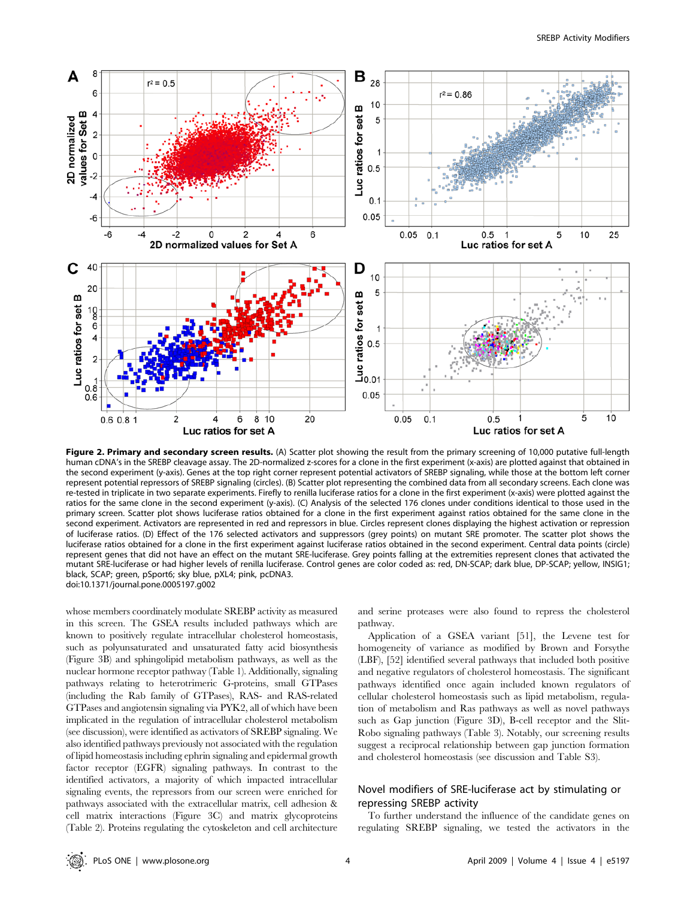**Figure 2. Primary and secondary screen results.** (A) Scatter plot showing the result from the primary screening of 10,000 putative full-length human cDNA's in the SREBP cleavage assay. The 2D-normalized z-scores for a clone in the first experiment (x-axis) are plotted against that obtained in the second experiment (y-axis). Genes at the top right corner represent potential activators of SREBP signaling, while those at the bottom left corner represent potential repressors of SREBP signaling (circles). (B) Scatter plot representing the combined data from all secondary screens. Each clone was re-tested in triplicate in two separate experiments. Firefly to renilla luciferase ratios for a clone in the first experiment (x-axis) were plotted against the ratios for the same clone in the second experiment (y-axis). (C) Analysis of the selected 176 clones under conditions identical to those used in the primary screen. Scatter plot shows luciferase ratios obtained for a clone in the first experiment against ratios obtained for the same clone in the second experiment. Activators are represented in red and repressors in blue. Circles represent clones displaying the highest activation or repression of luciferase ratios. (D) Effect of the 176 selected activators and suppressors (grey points) on mutant SRE promoter. The scatter plot shows the luciferase ratios obtained for a clone in the first experiment against luciferase ratios obtained in the second experiment. Central data points (circle) represent genes that did not have an effect on the mutant SRE-luciferase. Grey points falling at the extremities represent clones that activated the mutant SRE-luciferase or had higher levels of renilla luciferase. Control genes are color coded as: red, DN-SCAP; dark blue, DP-SCAP; yellow, INSIG1; black, SCAP; green, pSport6; sky blue, pXL4; pink, pcDNA3.
doi:10.1371/journal.pone.0005197.g002

whose members coordinately modulate SREBP activity as measured in this screen. The GSEA results included pathways which are known to positively regulate intracellular cholesterol homeostasis, such as polyunsaturated and unsaturated fatty acid biosynthesis (Figure 3B) and sphingolipid metabolism pathways, as well as the nuclear hormone receptor pathway (Table 1). Additionally, signaling pathways relating to heterotrimeric G-proteins, small GTPases (including the Rab family of GTPases), RAS- and RAS-related GTPases and angiotensin signaling via PYK2, all of which have been implicated in the regulation of intracellular cholesterol metabolism (see discussion), were identified as activators of SREBP signaling. We also identified pathways previously not associated with the regulation of lipid homeostasis including ephrin signaling and epidermal growth factor receptor (EGFR) signaling pathways. In contrast to the identified activators, a majority of which impacted intracellular signaling events, the repressors from our screen were enriched for pathways associated with the extracellular matrix, cell adhesion & cell matrix interactions (Figure 3C) and matrix glycoproteins (Table 2). Proteins regulating the cytoskeleton and cell architecture and serine proteases were also found to repress the cholesterol pathway.

Application of a GSEA variant [51], the Levene test for homogeneity of variance as modified by Brown and Forsythe (LBF), [52] identified several pathways that included both positive and negative regulators of cholesterol homeostasis. The significant pathways identified once again included known regulators of cellular cholesterol homeostasis such as lipid metabolism, regulation of metabolism and Ras pathways as well as novel pathways such as Gap junction (Figure 3D), B-cell receptor and the Slit-Robo signaling pathways (Table 3). Notably, our screening results suggest a reciprocal relationship between gap junction formation and cholesterol homeostasis (see discussion and Table S3).

## Novel modifiers of SRE-luciferase act by stimulating or repressing SREBP activity

To further understand the influence of the candidate genes on regulating SREBP signaling, we tested the activators in the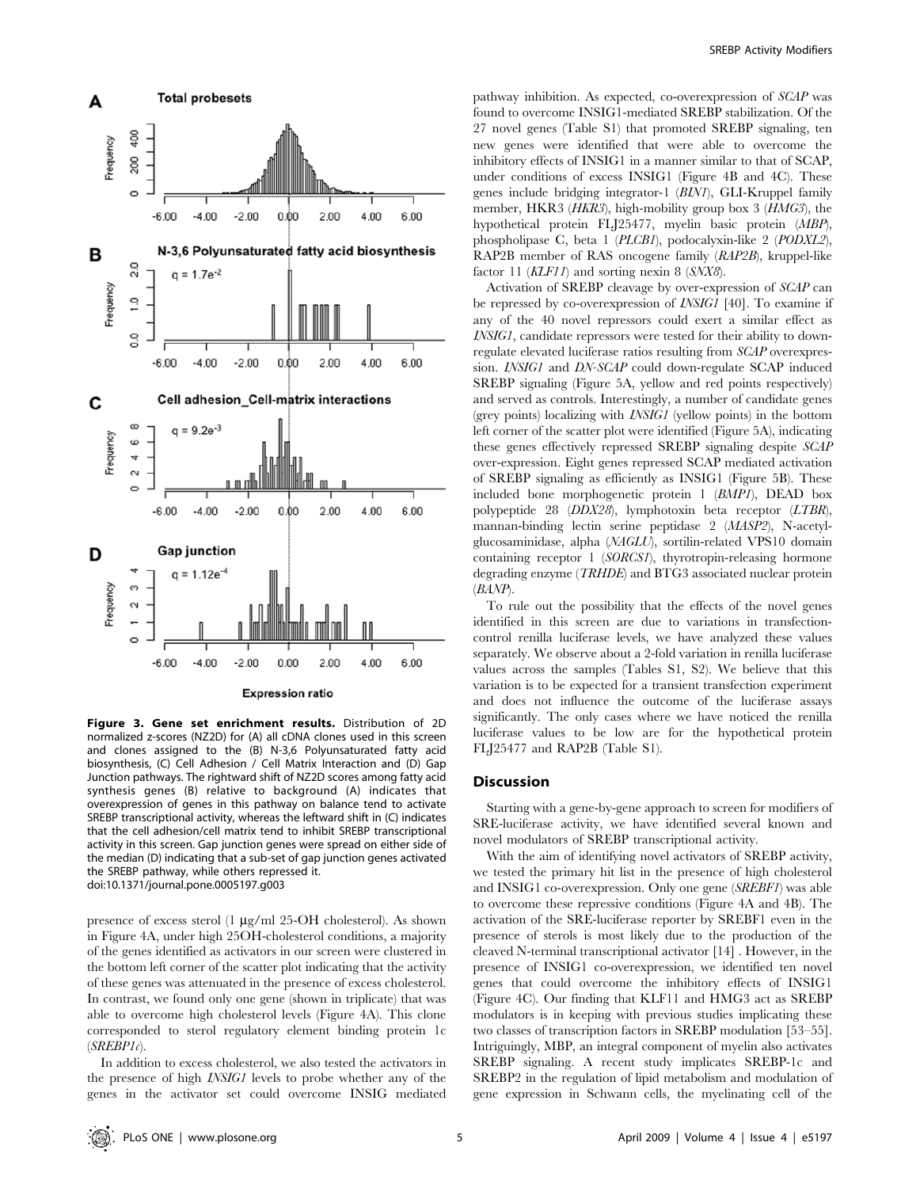**Figure 3. Gene set enrichment results.** Distribution of 2D normalized z-scores (NZ2D) for (A) all cDNA clones used in this screen and clones assigned to the (B) N-3,6 Polyunsaturated fatty acid biosynthesis, (C) Cell Adhesion / Cell Matrix Interaction and (D) Gap Junction pathways. The rightward shift of NZ2D scores among fatty acid synthesis genes (B) relative to background (A) indicates that overexpression of genes in this pathway on balance tend to activate SREBP transcriptional activity, whereas the leftward shift in (C) indicates that the cell adhesion/cell matrix tend to inhibit SREBP transcriptional activity in this screen. Gap junction genes were spread on either side of the median (D) indicating that a sub-set of gap junction genes activated the SREBP pathway, while others repressed it.
doi:10.1371/journal.pone.0005197.g003

presence of excess sterol (1 μg/ml 25-OH cholesterol). As shown in Figure 4A, under high 25OH-cholesterol conditions, a majority of the genes identified as activators in our screen were clustered in the bottom left corner of the scatter plot indicating that the activity of these genes was attenuated in the presence of excess cholesterol. In contrast, we found only one gene (shown in triplicate) that was able to overcome high cholesterol levels (Figure 4A). This clone corresponded to sterol regulatory element binding protein 1c (*SREBP1c*).

In addition to excess cholesterol, we also tested the activators in the presence of high *INSIG1* levels to probe whether any of the genes in the activator set could overcome INSIG mediated pathway inhibition. As expected, co-overexpression of *SCAP* was found to overcome INSIG1-mediated SREBP stabilization. Of the 27 novel genes (Table S1) that promoted SREBP signaling, ten new genes were identified that were able to overcome the inhibitory effects of INSIG1 in a manner similar to that of SCAP, under conditions of excess INSIG1 (Figure 4B and 4C). These genes include bridging integrator-1 (*BIN1*), GLI-Kruppel family member, HKR3 (*HKR3*), high-mobility group box 3 (*HMG3*), the hypothetical protein FLJ25477, myelin basic protein (*MBP*), phospholipase C, beta 1 (*PLCB1*), podocalyxin-like 2 (*PODXL2*), RAP2B member of RAS oncogene family (*RAP2B*), kruppel-like factor 11 (*KLF11*) and sorting nexin 8 (*SNX8*).

Activation of SREBP cleavage by over-expression of *SCAP* can be repressed by co-overexpression of *INSIG1* [40]. To examine if any of the 40 novel repressors could exert a similar effect as *INSIG1*, candidate repressors were tested for their ability to down-regulate elevated luciferase ratios resulting from *SCAP* overexpression. *INSIG1* and *DN-SCAP* could down-regulate SCAP induced SREBP signaling (Figure 5A, yellow and red points respectively) and served as controls. Interestingly, a number of candidate genes (grey points) localizing with *INSIG1* (yellow points) in the bottom left corner of the scatter plot were identified (Figure 5A), indicating these genes effectively repressed SREBP signaling despite *SCAP* over-expression. Eight genes repressed SCAP mediated activation of SREBP signaling as efficiently as INSIG1 (Figure 5B). These included bone morphogenetic protein 1 (*BMP1*), DEAD box polypeptide 28 (*DDX28*), lymphotoxin beta receptor (*LTBR*), mannan-binding lectin serine peptidase 2 (*MASP2*), N-acetylglucosaminidase, alpha (*NAGLU*), sortilin-related VPS10 domain containing receptor 1 (*SORCS1*), thyrotropin-releasing hormone degrading enzyme (*TRHDE*) and BTG3 associated nuclear protein (*BANP*).

To rule out the possibility that the effects of the novel genes identified in this screen are due to variations in transfection-control renilla luciferase levels, we have analyzed these values separately. We observe about a 2-fold variation in renilla luciferase values across the samples (Tables S1, S2). We believe that this variation is to be expected for a transient transfection experiment and does not influence the outcome of the luciferase assays significantly. The only cases where we have noticed the renilla luciferase values to be low are for the hypothetical protein FLJ25477 and RAP2B (Table S1).

## Discussion

Starting with a gene-by-gene approach to screen for modifiers of SRE-luciferase activity, we have identified several known and novel modulators of SREBP transcriptional activity.

With the aim of identifying novel activators of SREBP activity, we tested the primary hit list in the presence of high cholesterol and INSIG1 co-overexpression. Only one gene (*SREBF1*) was able to overcome these repressive conditions (Figure 4A and 4B). The activation of the SRE-luciferase reporter by SREBF1 even in the presence of sterols is most likely due to the production of the cleaved N-terminal transcriptional activator [14]. However, in the presence of INSIG1 co-overexpression, we identified ten novel genes that could overcome the inhibitory effects of INSIG1 (Figure 4C). Our finding that KLF11 and HMG3 act as SREBP modulators is in keeping with previous studies implicating these two classes of transcription factors in SREBP modulation [53–55]. Intriguingly, MBP, an integral component of myelin also activates SREBP signaling. A recent study implicates SREBP-1c and SREBP2 in the regulation of lipid metabolism and modulation of gene expression in Schwann cells, the myelinating cell of the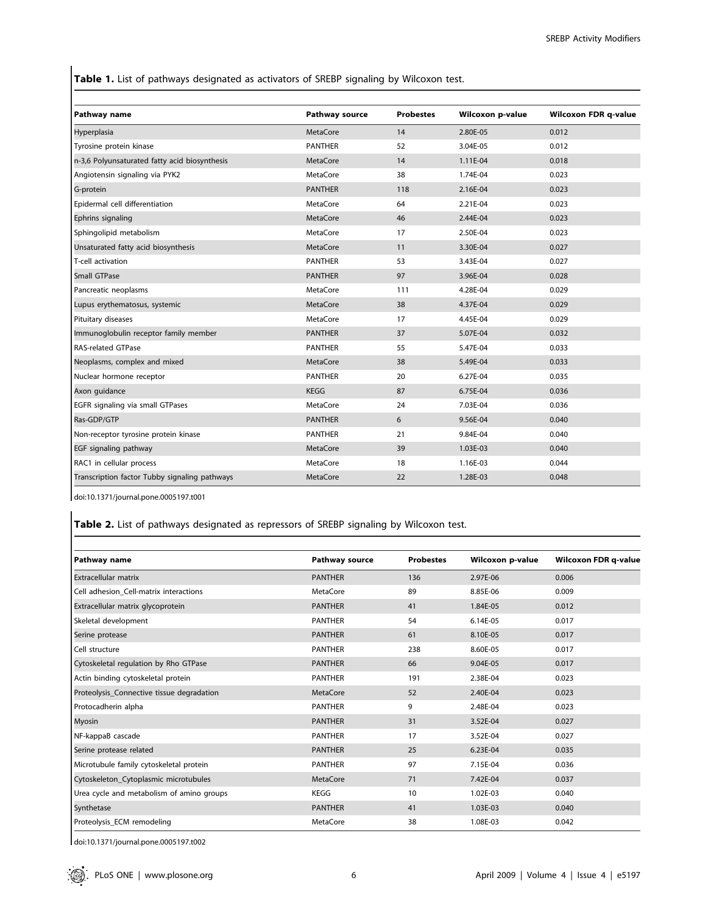**Table 1.** List of pathways designated as activators of SREBP signaling by Wilcoxon test.

| Pathway name | Pathway source | Probestes | Wilcoxon p-value | Wilcoxon FDR q-value |
|---|---|---|---|---|
| Hyperplasia | MetaCore | 14 | 2.80E-05 | 0.012 |
| Tyrosine protein kinase | PANTHER | 52 | 3.04E-05 | 0.012 |
| n-3,6 Polyunsaturated fatty acid biosynthesis | MetaCore | 14 | 1.11E-04 | 0.018 |
| Angiotensin signaling via PYK2 | MetaCore | 38 | 1.74E-04 | 0.023 |
| G-protein | PANTHER | 118 | 2.16E-04 | 0.023 |
| Epidermal cell differentiation | MetaCore | 64 | 2.21E-04 | 0.023 |
| Ephrins signaling | MetaCore | 46 | 2.44E-04 | 0.023 |
| Sphingolipid metabolism | MetaCore | 17 | 2.50E-04 | 0.023 |
| Unsaturated fatty acid biosynthesis | MetaCore | 11 | 3.30E-04 | 0.027 |
| T-cell activation | PANTHER | 53 | 3.43E-04 | 0.027 |
| Small GTPase | PANTHER | 97 | 3.96E-04 | 0.028 |
| Pancreatic neoplasms | MetaCore | 111 | 4.28E-04 | 0.029 |
| Lupus erythematosus, systemic | MetaCore | 38 | 4.37E-04 | 0.029 |
| Pituitary diseases | MetaCore | 17 | 4.45E-04 | 0.029 |
| Immunoglobulin receptor family member | PANTHER | 37 | 5.07E-04 | 0.032 |
| RAS-related GTPase | PANTHER | 55 | 5.47E-04 | 0.033 |
| Neoplasms, complex and mixed | MetaCore | 38 | 5.49E-04 | 0.033 |
| Nuclear hormone receptor | PANTHER | 20 | 6.27E-04 | 0.035 |
| Axon guidance | KEGG | 87 | 6.75E-04 | 0.036 |
| EGFR signaling via small GTPases | MetaCore | 24 | 7.03E-04 | 0.036 |
| Ras-GDP/GTP | PANTHER | 6 | 9.56E-04 | 0.040 |
| Non-receptor tyrosine protein kinase | PANTHER | 21 | 9.84E-04 | 0.040 |
| EGF signaling pathway | MetaCore | 39 | 1.03E-03 | 0.040 |
| RAC1 in cellular process | MetaCore | 18 | 1.16E-03 | 0.044 |
| Transcription factor Tubby signaling pathways | MetaCore | 22 | 1.28E-03 | 0.048 |

doi:10.1371/journal.pone.0005197.t001

**Table 2.** List of pathways designated as repressors of SREBP signaling by Wilcoxon test.

| Pathway name | Pathway source | Probestes | Wilcoxon p-value | Wilcoxon FDR q-value |
|---|---|---|---|---|
| Extracellular matrix | PANTHER | 136 | 2.97E-06 | 0.006 |
| Cell adhesion_Cell-matrix interactions | MetaCore | 89 | 8.85E-06 | 0.009 |
| Extracellular matrix glycoprotein | PANTHER | 41 | 1.84E-05 | 0.012 |
| Skeletal development | PANTHER | 54 | 6.14E-05 | 0.017 |
| Serine protease | PANTHER | 61 | 8.10E-05 | 0.017 |
| Cell structure | PANTHER | 238 | 8.60E-05 | 0.017 |
| Cytoskeletal regulation by Rho GTPase | PANTHER | 66 | 9.04E-05 | 0.017 |
| Actin binding cytoskeletal protein | PANTHER | 191 | 2.38E-04 | 0.023 |
| Proteolysis_Connective tissue degradation | MetaCore | 52 | 2.40E-04 | 0.023 |
| Protocadherin alpha | PANTHER | 9 | 2.48E-04 | 0.023 |
| Myosin | PANTHER | 31 | 3.52E-04 | 0.027 |
| NF-kappaB cascade | PANTHER | 17 | 3.52E-04 | 0.027 |
| Serine protease related | PANTHER | 25 | 6.23E-04 | 0.035 |
| Microtubule family cytoskeletal protein | PANTHER | 97 | 7.15E-04 | 0.036 |
| Cytoskeleton_Cytoplasmic microtubules | MetaCore | 71 | 7.42E-04 | 0.037 |
| Urea cycle and metabolism of amino groups | KEGG | 10 | 1.02E-03 | 0.040 |
| Synthetase | PANTHER | 41 | 1.03E-03 | 0.040 |
| Proteolysis_ECM remodeling | MetaCore | 38 | 1.08E-03 | 0.042 |

doi:10.1371/journal.pone.0005197.t002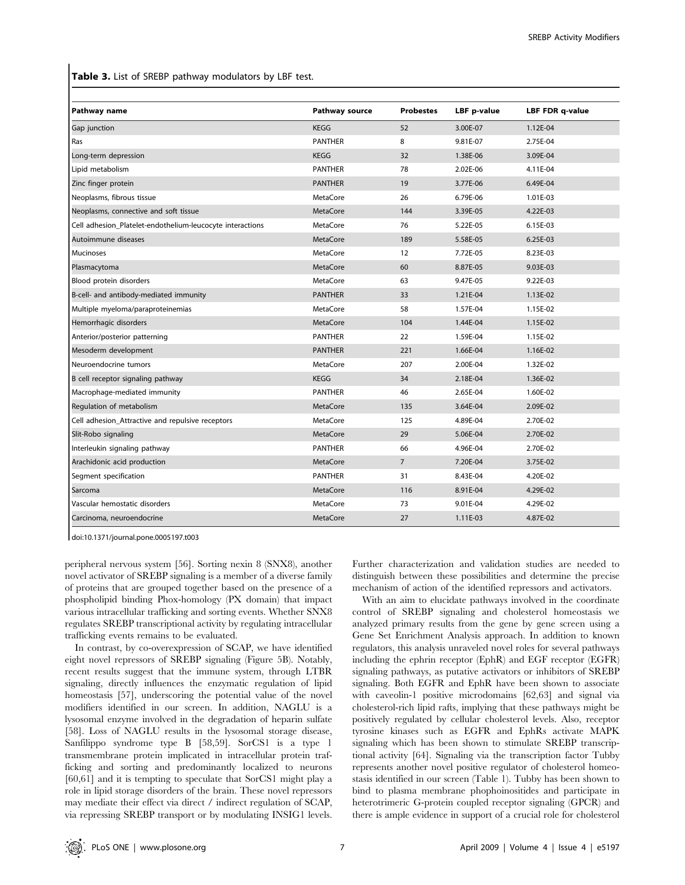**Table 3.** List of SREBP pathway modulators by LBF test.

| Pathway name | Pathway source | Probestes | LBF p-value | LBF FDR q-value |
|---|---|---|---|---|
| Gap junction | KEGG | 52 | 3.00E-07 | 1.12E-04 |
| Ras | PANTHER | 8 | 9.81E-07 | 2.75E-04 |
| Long-term depression | KEGG | 32 | 1.38E-06 | 3.09E-04 |
| Lipid metabolism | PANTHER | 78 | 2.02E-06 | 4.11E-04 |
| Zinc finger protein | PANTHER | 19 | 3.77E-06 | 6.49E-04 |
| Neoplasms, fibrous tissue | MetaCore | 26 | 6.79E-06 | 1.01E-03 |
| Neoplasms, connective and soft tissue | MetaCore | 144 | 3.39E-05 | 4.22E-03 |
| Cell adhesion_Platelet-endothelium-leucocyte interactions | MetaCore | 76 | 5.22E-05 | 6.15E-03 |
| Autoimmune diseases | MetaCore | 189 | 5.58E-05 | 6.25E-03 |
| Mucinoses | MetaCore | 12 | 7.72E-05 | 8.23E-03 |
| Plasmacytoma | MetaCore | 60 | 8.87E-05 | 9.03E-03 |
| Blood protein disorders | MetaCore | 63 | 9.47E-05 | 9.22E-03 |
| B-cell- and antibody-mediated immunity | PANTHER | 33 | 1.21E-04 | 1.13E-02 |
| Multiple myeloma/paraproteinemias | MetaCore | 58 | 1.57E-04 | 1.15E-02 |
| Hemorrhagic disorders | MetaCore | 104 | 1.44E-04 | 1.15E-02 |
| Anterior/posterior patterning | PANTHER | 22 | 1.59E-04 | 1.15E-02 |
| Mesoderm development | PANTHER | 221 | 1.66E-04 | 1.16E-02 |
| Neuroendocrine tumors | MetaCore | 207 | 2.00E-04 | 1.32E-02 |
| B cell receptor signaling pathway | KEGG | 34 | 2.18E-04 | 1.36E-02 |
| Macrophage-mediated immunity | PANTHER | 46 | 2.65E-04 | 1.60E-02 |
| Regulation of metabolism | MetaCore | 135 | 3.64E-04 | 2.09E-02 |
| Cell adhesion_Attractive and repulsive receptors | MetaCore | 125 | 4.89E-04 | 2.70E-02 |
| Slit-Robo signaling | MetaCore | 29 | 5.06E-04 | 2.70E-02 |
| Interleukin signaling pathway | PANTHER | 66 | 4.96E-04 | 2.70E-02 |
| Arachidonic acid production | MetaCore | 7 | 7.20E-04 | 3.75E-02 |
| Segment specification | PANTHER | 31 | 8.43E-04 | 4.20E-02 |
| Sarcoma | MetaCore | 116 | 8.91E-04 | 4.29E-02 |
| Vascular hemostatic disorders | MetaCore | 73 | 9.01E-04 | 4.29E-02 |
| Carcinoma, neuroendocrine | MetaCore | 27 | 1.11E-03 | 4.87E-02 |

doi:10.1371/journal.pone.0005197.t003

peripheral nervous system [56]. Sorting nexin 8 (SNX8), another novel activator of SREBP signaling is a member of a diverse family of proteins that are grouped together based on the presence of a phospholipid binding Phox-homology (PX domain) that impact various intracellular trafficking and sorting events. Whether SNX8 regulates SREBP transcriptional activity by regulating intracellular trafficking events remains to be evaluated.

In contrast, by co-overexpression of SCAP, we have identified eight novel repressors of SREBP signaling (Figure 5B). Notably, recent results suggest that the immune system, through LTBR signaling, directly influences the enzymatic regulation of lipid homeostasis [57], underscoring the potential value of the novel modifiers identified in our screen. In addition, NAGLU is a lysosomal enzyme involved in the degradation of heparin sulfate [58]. Loss of NAGLU results in the lysosomal storage disease, Sanfilippo syndrome type B [58,59]. SorCS1 is a type 1 transmembrane protein implicated in intracellular protein trafficking and sorting and predominantly localized to neurons [60,61] and it is tempting to speculate that SorCS1 might play a role in lipid storage disorders of the brain. These novel repressors may mediate their effect via direct / indirect regulation of SCAP, via repressing SREBP transport or by modulating INSIG1 levels. Further characterization and validation studies are needed to distinguish between these possibilities and determine the precise mechanism of action of the identified repressors and activators.

With an aim to elucidate pathways involved in the coordinate control of SREBP signaling and cholesterol homeostasis we analyzed primary results from the gene by gene screen using a Gene Set Enrichment Analysis approach. In addition to known regulators, this analysis unraveled novel roles for several pathways including the ephrin receptor (EphR) and EGF receptor (EGFR) signaling pathways, as putative activators or inhibitors of SREBP signaling. Both EGFR and EphR have been shown to associate with caveolin-1 positive microdomains [62,63] and signal via cholesterol-rich lipid rafts, implying that these pathways might be positively regulated by cellular cholesterol levels. Also, receptor tyrosine kinases such as EGFR and EphRs activate MAPK signaling which has been shown to stimulate SREBP transcriptional activity [64]. Signaling via the transcription factor Tubby represents another novel positive regulator of cholesterol homeostasis identified in our screen (Table 1). Tubby has been shown to bind to plasma membrane phophoinositides and participate in heterotrimeric G-protein coupled receptor signaling (GPCR) and there is ample evidence in support of a crucial role for cholesterol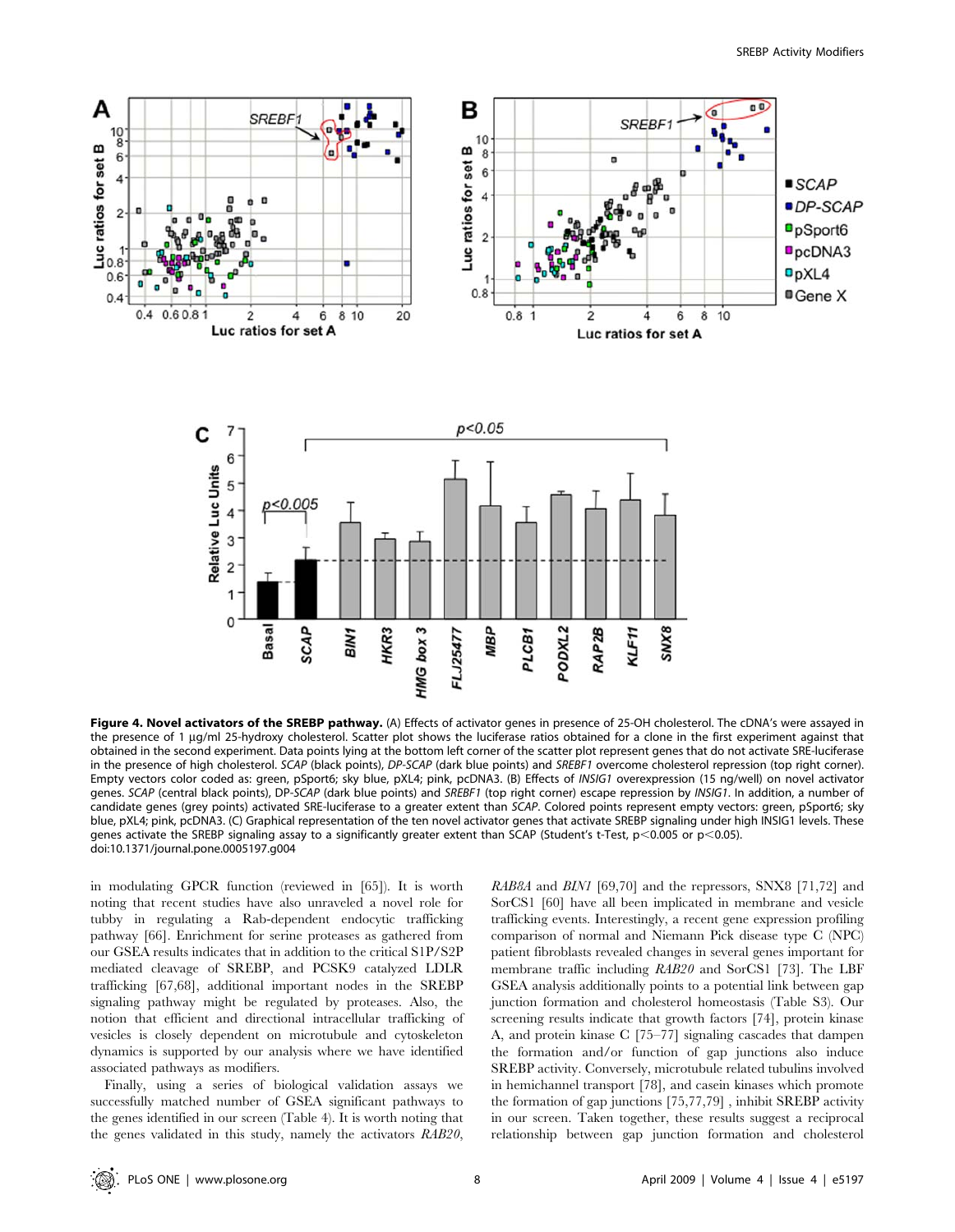**Figure 4. Novel activators of the SREBP pathway.** (A) Effects of activator genes in presence of 25-OH cholesterol. The cDNA's were assayed in the presence of 1 µg/ml 25-hydroxy cholesterol. Scatter plot shows the luciferase ratios obtained for a clone in the first experiment against that obtained in the second experiment. Data points lying at the bottom left corner of the scatter plot represent genes that do not activate SRE-luciferase in the presence of high cholesterol. *SCAP* (black points), *DP-SCAP* (dark blue points) and *SREBF1* overcome cholesterol repression (top right corner). Empty vectors color coded as: green, pSport6; sky blue, pXL4; pink, pcDNA3. (B) Effects of *INSIG1* overexpression (15 ng/well) on novel activator genes. *SCAP* (central black points), DP-*SCAP* (dark blue points) and *SREBF1* (top right corner) escape repression by *INSIG1*. In addition, a number of candidate genes (grey points) activated SRE-luciferase to a greater extent than *SCAP*. Colored points represent empty vectors: green, pSport6; sky blue, pXL4; pink, pcDNA3. (C) Graphical representation of the ten novel activator genes that activate SREBP signaling under high INSIG1 levels. These genes activate the SREBP signaling assay to a significantly greater extent than SCAP (Student's t-Test, $p<0.005$ or $p<0.05$).
doi:10.1371/journal.pone.0005197.g004

in modulating GPCR function (reviewed in [65]). It is worth noting that recent studies have also unraveled a novel role for tubby in regulating a Rab-dependent endocytic trafficking pathway [66]. Enrichment for serine proteases as gathered from our GSEA results indicates that in addition to the critical S1P/S2P mediated cleavage of SREBP, and PCSK9 catalyzed LDLR trafficking [67,68], additional important nodes in the SREBP signaling pathway might be regulated by proteases. Also, the notion that efficient and directional intracellular trafficking of vesicles is closely dependent on microtubule and cytoskeleton dynamics is supported by our analysis where we have identified associated pathways as modifiers.

Finally, using a series of biological validation assays we successfully matched number of GSEA significant pathways to the genes identified in our screen (Table 4). It is worth noting that the genes validated in this study, namely the activators *RAB20*, *RAB8A* and *BIN1* [69,70] and the repressors, SNX8 [71,72] and SorCS1 [60] have all been implicated in membrane and vesicle trafficking events. Interestingly, a recent gene expression profiling comparison of normal and Niemann Pick disease type C (NPC) patient fibroblasts revealed changes in several genes important for membrane traffic including *RAB20* and SorCS1 [73]. The LBF GSEA analysis additionally points to a potential link between gap junction formation and cholesterol homeostasis (Table S3). Our screening results indicate that growth factors [74], protein kinase A, and protein kinase C [75–77] signaling cascades that dampen the formation and/or function of gap junctions also induce SREBP activity. Conversely, microtubule related tubulins involved in hemichannel transport [78], and casein kinases which promote the formation of gap junctions [75,77,79] , inhibit SREBP activity in our screen. Taken together, these results suggest a reciprocal relationship between gap junction formation and cholesterol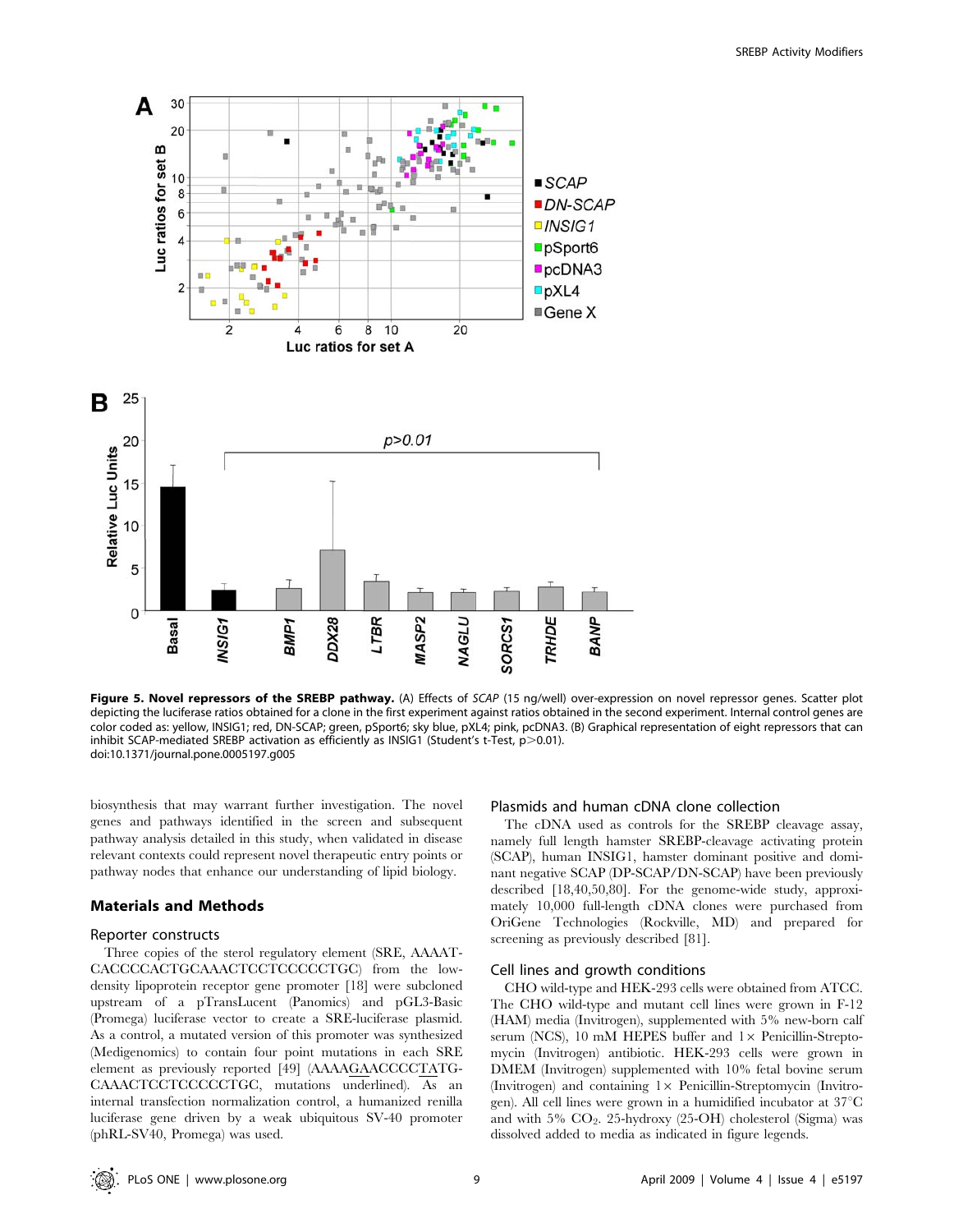**Figure 5. Novel repressors of the SREBP pathway.** (A) Effects of *SCAP* (15 ng/well) over-expression on novel repressor genes. Scatter plot depicting the luciferase ratios obtained for a clone in the first experiment against ratios obtained in the second experiment. Internal control genes are color coded as: yellow, INSIG1; red, DN-SCAP; green, pSport6; sky blue, pXL4; pink, pcDNA3. (B) Graphical representation of eight repressors that can inhibit SCAP-mediated SREBP activation as efficiently as INSIG1 (Student's t-Test, $p>0.01$).
doi:10.1371/journal.pone.0005197.g005

biosynthesis that may warrant further investigation. The novel genes and pathways identified in the screen and subsequent pathway analysis detailed in this study, when validated in disease relevant contexts could represent novel therapeutic entry points or pathway nodes that enhance our understanding of lipid biology.

## Materials and Methods

### Reporter constructs

Three copies of the sterol regulatory element (SRE, AAAATCACCCCACTGCAAACTCCTCCCCCTGC) from the low-density lipoprotein receptor gene promoter [18] were subcloned upstream of a pTransLucent (Panomics) and pGL3-Basic (Promega) luciferase vector to create a SRE-luciferase plasmid. As a control, a mutated version of this promoter was synthesized (Medigenomics) to contain four point mutations in each SRE element as previously reported [49] (AAAAGAACCCCTATGCAAACTCCTCCCCCTGC, mutations underlined). As an internal transfection normalization control, a humanized renilla luciferase gene driven by a weak ubiquitous SV-40 promoter (phRL-SV40, Promega) was used.

### Plasmids and human cDNA clone collection

The cDNA used as controls for the SREBP cleavage assay, namely full length hamster SREBP-cleavage activating protein (SCAP), human INSIG1, hamster dominant positive and dominant negative SCAP (DP-SCAP/DN-SCAP) have been previously described [18,40,50,80]. For the genome-wide study, approximately 10,000 full-length cDNA clones were purchased from OriGene Technologies (Rockville, MD) and prepared for screening as previously described [81].

### Cell lines and growth conditions

CHO wild-type and HEK-293 cells were obtained from ATCC. The CHO wild-type and mutant cell lines were grown in F-12 (HAM) media (Invitrogen), supplemented with 5% new-born calf serum (NCS), 10 mM HEPES buffer and 1× Penicillin-Streptomycin (Invitrogen) antibiotic. HEK-293 cells were grown in DMEM (Invitrogen) supplemented with 10% fetal bovine serum (Invitrogen) and containing 1× Penicillin-Streptomycin (Invitrogen). All cell lines were grown in a humidified incubator at 37°C and with 5% $CO_2$. 25-hydroxy (25-OH) cholesterol (Sigma) was dissolved added to media as indicated in figure legends.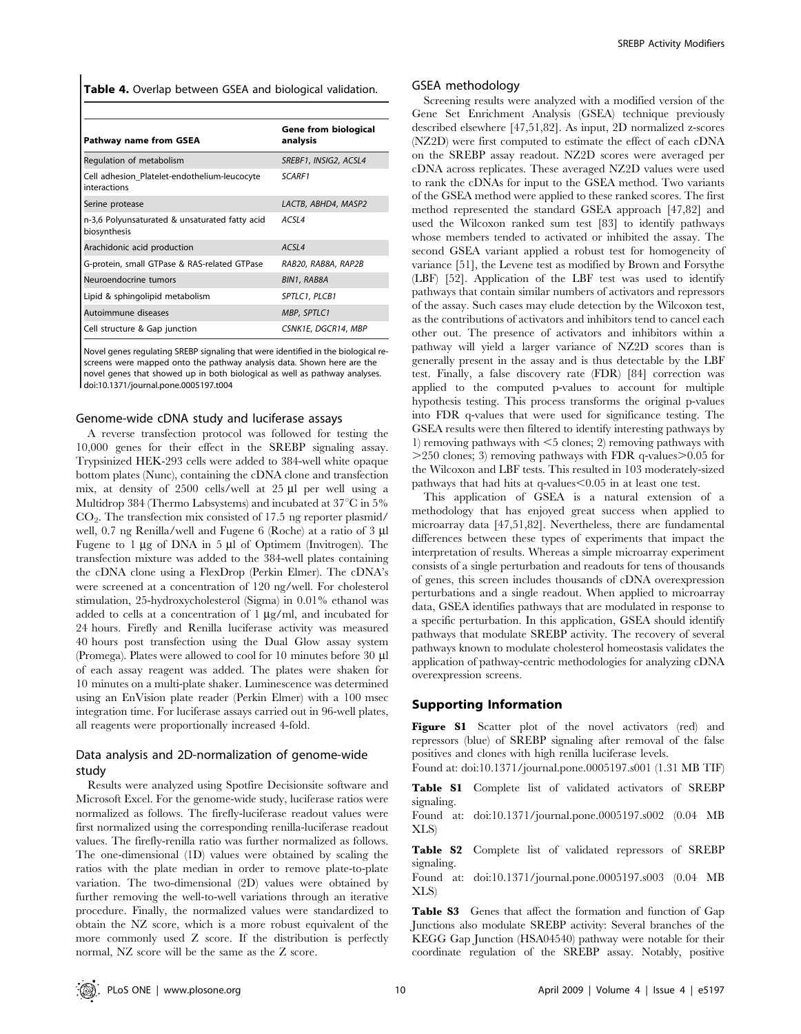**Table 4.** Overlap between GSEA and biological validation.

| Pathway name from GSEA | Gene from biological analysis |
| --- | --- |
| Regulation of metabolism | *SREBF1, INSIG2, ACSL4* |
| Cell adhesion_Platelet-endothelium-leucocyte interactions | *SCARF1* |
| Serine protease | *LACTB, ABHD4, MASP2* |
| n-3,6 Polyunsaturated & unsaturated fatty acid biosynthesis | *ACSL4* |
| Arachidonic acid production | *ACSL4* |
| G-protein, small GTPase & RAS-related GTPase | *RAB20, RAB8A, RAP2B* |
| Neuroendocrine tumors | *BIN1, RAB8A* |
| Lipid & sphingolipid metabolism | *SPTLC1, PLCB1* |
| Autoimmune diseases | *MBP, SPTLC1* |
| Cell structure & Gap junction | *CSNK1E, DGCR14, MBP* |

Novel genes regulating SREBP signaling that were identified in the biological re-screens were mapped onto the pathway analysis data. Shown here are the novel genes that showed up in both biological as well as pathway analyses.
doi:10.1371/journal.pone.0005197.t004

### Genome-wide cDNA study and luciferase assays

A reverse transfection protocol was followed for testing the 10,000 genes for their effect in the SREBP signaling assay. Trypsinized HEK-293 cells were added to 384-well white opaque bottom plates (Nunc), containing the cDNA clone and transfection mix, at density of 2500 cells/well at 25 µl per well using a Multidrop 384 (Thermo Labsystems) and incubated at 37°C in 5% $CO_2$. The transfection mix consisted of 17.5 ng reporter plasmid/well, 0.7 ng Renilla/well and Fugene 6 (Roche) at a ratio of 3 µl Fugene to 1 µg of DNA in 5 µl of Optimem (Invitrogen). The transfection mixture was added to the 384-well plates containing the cDNA clone using a FlexDrop (Perkin Elmer). The cDNA's were screened at a concentration of 120 ng/well. For cholesterol stimulation, 25-hydroxycholesterol (Sigma) in 0.01% ethanol was added to cells at a concentration of 1 µg/ml, and incubated for 24 hours. Firefly and Renilla luciferase activity was measured 40 hours post transfection using the Dual Glow assay system (Promega). Plates were allowed to cool for 10 minutes before 30 µl of each assay reagent was added. The plates were shaken for 10 minutes on a multi-plate shaker. Luminescence was determined using an EnVision plate reader (Perkin Elmer) with a 100 msec integration time. For luciferase assays carried out in 96-well plates, all reagents were proportionally increased 4-fold.

### Data analysis and 2D-normalization of genome-wide study

Results were analyzed using Spotfire Decisionsite software and Microsoft Excel. For the genome-wide study, luciferase ratios were normalized as follows. The firefly-luciferase readout values were first normalized using the corresponding renilla-luciferase readout values. The firefly-renilla ratio was further normalized as follows. The one-dimensional (1D) values were obtained by scaling the ratios with the plate median in order to remove plate-to-plate variation. The two-dimensional (2D) values were obtained by further removing the well-to-well variations through an iterative procedure. Finally, the normalized values were standardized to obtain the NZ score, which is a more robust equivalent of the more commonly used Z score. If the distribution is perfectly normal, NZ score will be the same as the Z score.

### GSEA methodology

Screening results were analyzed with a modified version of the Gene Set Enrichment Analysis (GSEA) technique previously described elsewhere [47,51,82]. As input, 2D normalized z-scores (NZ2D) were first computed to estimate the effect of each cDNA on the SREBP assay readout. NZ2D scores were averaged per cDNA across replicates. These averaged NZ2D values were used to rank the cDNAs for input to the GSEA method. Two variants of the GSEA method were applied to these ranked scores. The first method represented the standard GSEA approach [47,82] and used the Wilcoxon ranked sum test [83] to identify pathways whose members tended to activated or inhibited the assay. The second GSEA variant applied a robust test for homogeneity of variance [51], the Levene test as modified by Brown and Forsythe (LBF) [52]. Application of the LBF test was used to identify pathways that contain similar numbers of activators and repressors of the assay. Such cases may elude detection by the Wilcoxon test, as the contributions of activators and inhibitors tend to cancel each other out. The presence of activators and inhibitors within a pathway will yield a larger variance of NZ2D scores than is generally present in the assay and is thus detectable by the LBF test. Finally, a false discovery rate (FDR) [84] correction was applied to the computed p-values to account for multiple hypothesis testing. This process transforms the original p-values into FDR q-values that were used for significance testing. The GSEA results were then filtered to identify interesting pathways by 1) removing pathways with <5 clones; 2) removing pathways with >250 clones; 3) removing pathways with FDR q-values>0.05 for the Wilcoxon and LBF tests. This resulted in 103 moderately-sized pathways that had hits at q-values<0.05 in at least one test.

This application of GSEA is a natural extension of a methodology that has enjoyed great success when applied to microarray data [47,51,82]. Nevertheless, there are fundamental differences between these types of experiments that impact the interpretation of results. Whereas a simple microarray experiment consists of a single perturbation and readouts for tens of thousands of genes, this screen includes thousands of cDNA overexpression perturbations and a single readout. When applied to microarray data, GSEA identifies pathways that are modulated in response to a specific perturbation. In this application, GSEA should identify pathways that modulate SREBP activity. The recovery of several pathways known to modulate cholesterol homeostasis validates the application of pathway-centric methodologies for analyzing cDNA overexpression screens.

## Supporting Information

**Figure S1** Scatter plot of the novel activators (red) and repressors (blue) of SREBP signaling after removal of the false positives and clones with high renilla luciferase levels.
Found at: doi:10.1371/journal.pone.0005197.s001 (1.31 MB TIF)

**Table S1** Complete list of validated activators of SREBP signaling.
Found at: doi:10.1371/journal.pone.0005197.s002 (0.04 MB XLS)

**Table S2** Complete list of validated repressors of SREBP signaling.
Found at: doi:10.1371/journal.pone.0005197.s003 (0.04 MB XLS)

**Table S3** Genes that affect the formation and function of Gap Junctions also modulate SREBP activity: Several branches of the KEGG Gap Junction (HSA04540) pathway were notable for their coordinate regulation of the SREBP assay. Notably, positive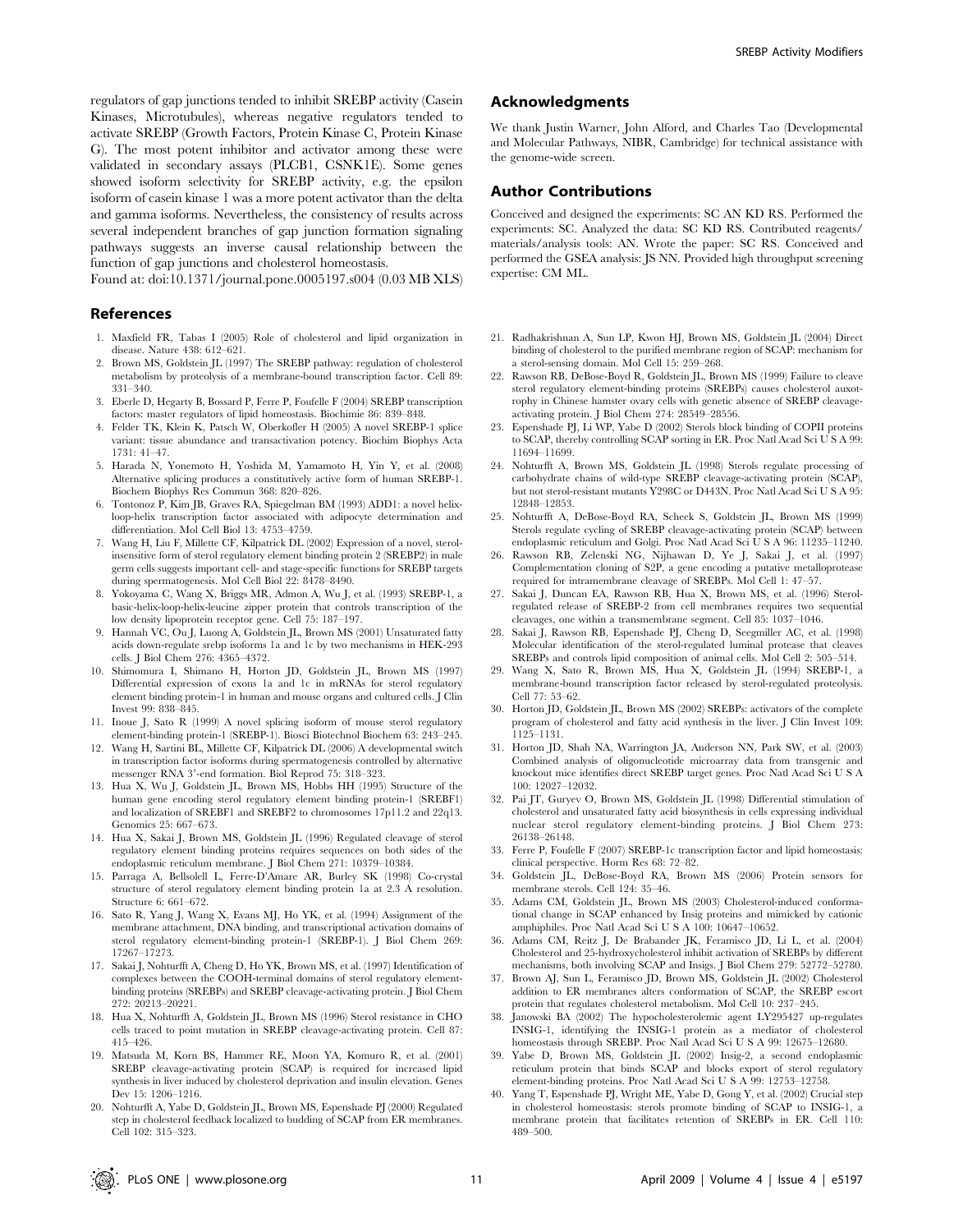regulators of gap junctions tended to inhibit SREBP activity (Casein Kinases, Microtubules), whereas negative regulators tended to activate SREBP (Growth Factors, Protein Kinase C, Protein Kinase G). The most potent inhibitor and activator among these were validated in secondary assays (PLCB1, CSNK1E). Some genes showed isoform selectivity for SREBP activity, e.g. the epsilon isoform of casein kinase 1 was a more potent activator than the delta and gamma isoforms. Nevertheless, the consistency of results across several independent branches of gap junction formation signaling pathways suggests an inverse causal relationship between the function of gap junctions and cholesterol homeostasis.

Found at: doi:10.1371/journal.pone.0005197.s004 (0.03 MB XLS)

## Acknowledgments

We thank Justin Warner, John Alford, and Charles Tao (Developmental and Molecular Pathways, NIBR, Cambridge) for technical assistance with the genome-wide screen.

## Author Contributions

Conceived and designed the experiments: SC AN KD RS. Performed the experiments: SC. Analyzed the data: SC KD RS. Contributed reagents/materials/analysis tools: AN. Wrote the paper: SC RS. Conceived and performed the GSEA analysis: JS NN. Provided high throughput screening expertise: CM ML.

## References

1. Maxfield FR, Tabas I (2005) Role of cholesterol and lipid organization in disease. Nature 438: 612–621.
2. Brown MS, Goldstein JL (1997) The SREBP pathway: regulation of cholesterol metabolism by proteolysis of a membrane-bound transcription factor. Cell 89: 331–340.
3. Eberle D, Hegarty B, Bossard P, Ferre P, Foufelle F (2004) SREBP transcription factors: master regulators of lipid homeostasis. Biochimie 86: 839–848.
4. Felder TK, Klein K, Patsch W, Oberkofler H (2005) A novel SREBP-1 splice variant: tissue abundance and transactivation potency. Biochim Biophys Acta 1731: 41–47.
5. Harada N, Yonemoto H, Yoshida M, Yamamoto H, Yin Y, et al. (2008) Alternative splicing produces a constitutively active form of human SREBP-1. Biochem Biophys Res Commun 368: 820–826.
6. Tontonoz P, Kim JB, Graves RA, Spiegelman BM (1993) ADD1: a novel helix-loop-helix transcription factor associated with adipocyte determination and differentiation. Mol Cell Biol 13: 4753–4759.
7. Wang H, Liu F, Millette CF, Kilpatrick DL (2002) Expression of a novel, sterol-insensitive form of sterol regulatory element binding protein 2 (SREBP2) in male germ cells suggests important cell- and stage-specific functions for SREBP targets during spermatogenesis. Mol Cell Biol 22: 8478–8490.
8. Yokoyama C, Wang X, Briggs MR, Admon A, Wu J, et al. (1993) SREBP-1, a basic-helix-loop-helix-leucine zipper protein that controls transcription of the low density lipoprotein receptor gene. Cell 75: 187–197.
9. Hannah VC, Ou J, Luong A, Goldstein JL, Brown MS (2001) Unsaturated fatty acids down-regulate srebp isoforms 1a and 1c by two mechanisms in HEK-293 cells. J Biol Chem 276: 4365–4372.
10. Shimomura I, Shimano H, Horton JD, Goldstein JL, Brown MS (1997) Differential expression of exons 1a and 1c in mRNAs for sterol regulatory element binding protein-1 in human and mouse organs and cultured cells. J Clin Invest 99: 838–845.
11. Inoue J, Sato R (1999) A novel splicing isoform of mouse sterol regulatory element-binding protein-1 (SREBP-1). Biosci Biotechnol Biochem 63: 243–245.
12. Wang H, Sartini BL, Millette CF, Kilpatrick DL (2006) A developmental switch in transcription factor isoforms during spermatogenesis controlled by alternative messenger RNA 3′-end formation. Biol Reprod 75: 318–323.
13. Hua X, Wu J, Goldstein JL, Brown MS, Hobbs HH (1995) Structure of the human gene encoding sterol regulatory element binding protein-1 (SREBF1) and localization of SREBF1 and SREBF2 to chromosomes 17p11.2 and 22q13. Genomics 25: 667–673.
14. Hua X, Sakai J, Brown MS, Goldstein JL (1996) Regulated cleavage of sterol regulatory element binding proteins requires sequences on both sides of the endoplasmic reticulum membrane. J Biol Chem 271: 10379–10384.
15. Parraga A, Bellsolell L, Ferre-D'Amare AR, Burley SK (1998) Co-crystal structure of sterol regulatory element binding protein 1a at 2.3 A resolution. Structure 6: 661–672.
16. Sato R, Yang J, Wang X, Evans MJ, Ho YK, et al. (1994) Assignment of the membrane attachment, DNA binding, and transcriptional activation domains of sterol regulatory element-binding protein-1 (SREBP-1). J Biol Chem 269: 17267–17273.
17. Sakai J, Nohturfft A, Cheng D, Ho YK, Brown MS, et al. (1997) Identification of complexes between the COOH-terminal domains of sterol regulatory element-binding proteins (SREBPs) and SREBP cleavage-activating protein. J Biol Chem 272: 20213–20221.
18. Hua X, Nohturfft A, Goldstein JL, Brown MS (1996) Sterol resistance in CHO cells traced to point mutation in SREBP cleavage-activating protein. Cell 87: 415–426.
19. Matsuda M, Korn BS, Hammer RE, Moon YA, Komuro R, et al. (2001) SREBP cleavage-activating protein (SCAP) is required for increased lipid synthesis in liver induced by cholesterol deprivation and insulin elevation. Genes Dev 15: 1206–1216.
20. Nohturfft A, Yabe D, Goldstein JL, Brown MS, Espenshade PJ (2000) Regulated step in cholesterol feedback localized to budding of SCAP from ER membranes. Cell 102: 315–323.
21. Radhakrishnan A, Sun LP, Kwon HJ, Brown MS, Goldstein JL (2004) Direct binding of cholesterol to the purified membrane region of SCAP: mechanism for a sterol-sensing domain. Mol Cell 15: 259–268.
22. Rawson RB, DeBose-Boyd R, Goldstein JL, Brown MS (1999) Failure to cleave sterol regulatory element-binding proteins (SREBPs) causes cholesterol auxotrophy in Chinese hamster ovary cells with genetic absence of SREBP cleavage-activating protein. J Biol Chem 274: 28549–28556.
23. Espenshade PJ, Li WP, Yabe D (2002) Sterols block binding of COPII proteins to SCAP, thereby controlling SCAP sorting in ER. Proc Natl Acad Sci U S A 99: 11694–11699.
24. Nohturfft A, Brown MS, Goldstein JL (1998) Sterols regulate processing of carbohydrate chains of wild-type SREBP cleavage-activating protein (SCAP), but not sterol-resistant mutants Y298C or D443N. Proc Natl Acad Sci U S A 95: 12848–12853.
25. Nohturfft A, DeBose-Boyd RA, Scheek S, Goldstein JL, Brown MS (1999) Sterols regulate cycling of SREBP cleavage-activating protein (SCAP) between endoplasmic reticulum and Golgi. Proc Natl Acad Sci U S A 96: 11235–11240.
26. Rawson RB, Zelenski NG, Nijhawan D, Ye J, Sakai J, et al. (1997) Complementation cloning of S2P, a gene encoding a putative metalloprotease required for intramembrane cleavage of SREBPs. Mol Cell 1: 47–57.
27. Sakai J, Duncan EA, Rawson RB, Hua X, Brown MS, et al. (1996) Sterol-regulated release of SREBP-2 from cell membranes requires two sequential cleavages, one within a transmembrane segment. Cell 85: 1037–1046.
28. Sakai J, Rawson RB, Espenshade PJ, Cheng D, Seegmiller AC, et al. (1998) Molecular identification of the sterol-regulated luminal protease that cleaves SREBPs and controls lipid composition of animal cells. Mol Cell 2: 505–514.
29. Wang X, Sato R, Brown MS, Hua X, Goldstein JL (1994) SREBP-1, a membrane-bound transcription factor released by sterol-regulated proteolysis. Cell 77: 53–62.
30. Horton JD, Goldstein JL, Brown MS (2002) SREBPs: activators of the complete program of cholesterol and fatty acid synthesis in the liver. J Clin Invest 109: 1125–1131.
31. Horton JD, Shah NA, Warrington JA, Anderson NN, Park SW, et al. (2003) Combined analysis of oligonucleotide microarray data from transgenic and knockout mice identifies direct SREBP target genes. Proc Natl Acad Sci U S A 100: 12027–12032.
32. Pai JT, Guryev O, Brown MS, Goldstein JL (1998) Differential stimulation of cholesterol and unsaturated fatty acid biosynthesis in cells expressing individual nuclear sterol regulatory element-binding proteins. J Biol Chem 273: 26138–26148.
33. Ferre P, Foufelle F (2007) SREBP-1c transcription factor and lipid homeostasis: clinical perspective. Horm Res 68: 72–82.
34. Goldstein JL, DeBose-Boyd RA, Brown MS (2006) Protein sensors for membrane sterols. Cell 124: 35–46.
35. Adams CM, Goldstein JL, Brown MS (2003) Cholesterol-induced conformational change in SCAP enhanced by Insig proteins and mimicked by cationic amphiphiles. Proc Natl Acad Sci U S A 100: 10647–10652.
36. Adams CM, Reitz J, De Brabander JK, Feramisco JD, Li L, et al. (2004) Cholesterol and 25-hydroxycholesterol inhibit activation of SREBPs by different mechanisms, both involving SCAP and Insigs. J Biol Chem 279: 52772–52780.
37. Brown AJ, Sun L, Feramisco JD, Brown MS, Goldstein JL (2002) Cholesterol addition to ER membranes alters conformation of SCAP, the SREBP escort protein that regulates cholesterol metabolism. Mol Cell 10: 237–245.
38. Janowski BA (2002) The hypocholesterolemic agent LY295427 up-regulates INSIG-1, identifying the INSIG-1 protein as a mediator of cholesterol homeostasis through SREBP. Proc Natl Acad Sci U S A 99: 12675–12680.
39. Yabe D, Brown MS, Goldstein JL (2002) Insig-2, a second endoplasmic reticulum protein that binds SCAP and blocks export of sterol regulatory element-binding proteins. Proc Natl Acad Sci U S A 99: 12753–12758.
40. Yang T, Espenshade PJ, Wright ME, Yabe D, Gong Y, et al. (2002) Crucial step in cholesterol homeostasis: sterols promote binding of SCAP to INSIG-1, a membrane protein that facilitates retention of SREBPs in ER. Cell 110: 489–500.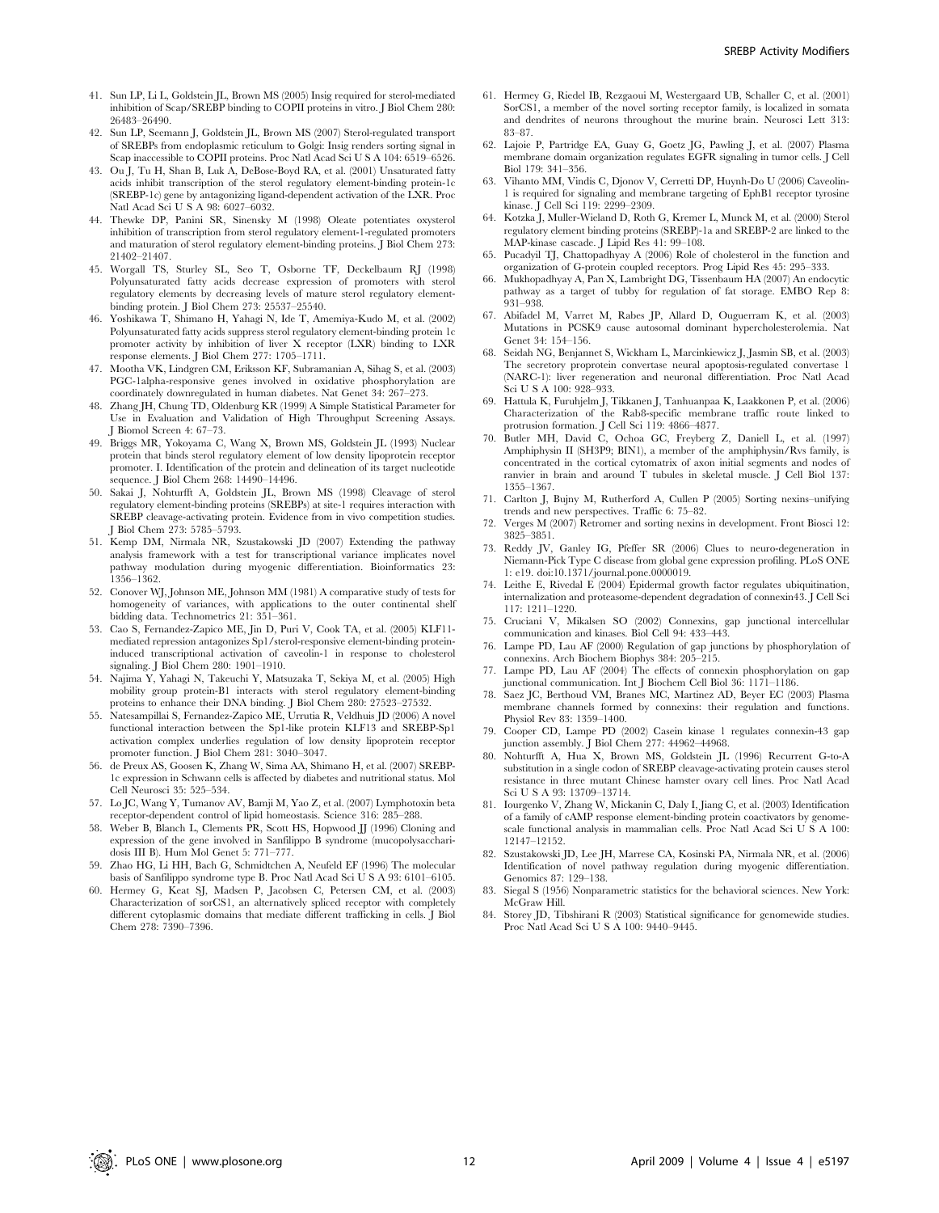41. Sun LP, Li L, Goldstein JL, Brown MS (2005) Insig required for sterol-mediated inhibition of Scap/SREBP binding to COPII proteins in vitro. J Biol Chem 280: 26483–26490.
42. Sun LP, Seemann J, Goldstein JL, Brown MS (2007) Sterol-regulated transport of SREBPs from endoplasmic reticulum to Golgi: Insig renders sorting signal in Scap inaccessible to COPII proteins. Proc Natl Acad Sci U S A 104: 6519–6526.
43. Ou J, Tu H, Shan B, Luk A, DeBose-Boyd RA, et al. (2001) Unsaturated fatty acids inhibit transcription of the sterol regulatory element-binding protein-1c (SREBP-1c) gene by antagonizing ligand-dependent activation of the LXR. Proc Natl Acad Sci U S A 98: 6027–6032.
44. Thewke DP, Panini SR, Sinensky M (1998) Oleate potentiates oxysterol inhibition of transcription from sterol regulatory element-1-regulated promoters and maturation of sterol regulatory element-binding proteins. J Biol Chem 273: 21402–21407.
45. Worgall TS, Sturley SL, Seo T, Osborne TF, Deckelbaum RJ (1998) Polyunsaturated fatty acids decrease expression of promoters with sterol regulatory elements by decreasing levels of mature sterol regulatory element-binding protein. J Biol Chem 273: 25537–25540.
46. Yoshikawa T, Shimano H, Yahagi N, Ide T, Amemiya-Kudo M, et al. (2002) Polyunsaturated fatty acids suppress sterol regulatory element-binding protein 1c promoter activity by inhibition of liver X receptor (LXR) binding to LXR response elements. J Biol Chem 277: 1705–1711.
47. Mootha VK, Lindgren CM, Eriksson KF, Subramanian A, Sihag S, et al. (2003) PGC-1alpha-responsive genes involved in oxidative phosphorylation are coordinately downregulated in human diabetes. Nat Genet 34: 267–273.
48. Zhang JH, Chung TD, Oldenburg KR (1999) A Simple Statistical Parameter for Use in Evaluation and Validation of High Throughput Screening Assays. J Biomol Screen 4: 67–73.
49. Briggs MR, Yokoyama C, Wang X, Brown MS, Goldstein JL (1993) Nuclear protein that binds sterol regulatory element of low density lipoprotein receptor promoter. I. Identification of the protein and delineation of its target nucleotide sequence. J Biol Chem 268: 14490–14496.
50. Sakai J, Nohturfft A, Goldstein JL, Brown MS (1998) Cleavage of sterol regulatory element-binding proteins (SREBPs) at site-1 requires interaction with SREBP cleavage-activating protein. Evidence from in vivo competition studies. J Biol Chem 273: 5785–5793.
51. Kemp DM, Nirmala NR, Szustakowski JD (2007) Extending the pathway analysis framework with a test for transcriptional variance implicates novel pathway modulation during myogenic differentiation. Bioinformatics 23: 1356–1362.
52. Conover WJ, Johnson ME, Johnson MM (1981) A comparative study of tests for homogeneity of variances, with applications to the outer continental shelf bidding data. Technometrics 21: 351–361.
53. Cao S, Fernandez-Zapico ME, Jin D, Puri V, Cook TA, et al. (2005) KLF11-mediated repression antagonizes Sp1/sterol-responsive element-binding protein-induced transcriptional activation of caveolin-1 in response to cholesterol signaling. J Biol Chem 280: 1901–1910.
54. Najima Y, Yahagi N, Takeuchi Y, Matsuzaka T, Sekiya M, et al. (2005) High mobility group protein-B1 interacts with sterol regulatory element-binding proteins to enhance their DNA binding. J Biol Chem 280: 27523–27532.
55. Natesampillai S, Fernandez-Zapico ME, Urrutia R, Veldhuis JD (2006) A novel functional interaction between the Sp1-like protein KLF13 and SREBP-Sp1 activation complex underlies regulation of low density lipoprotein receptor promoter function. J Biol Chem 281: 3040–3047.
56. de Preux AS, Goosen K, Zhang W, Sima AA, Shimano H, et al. (2007) SREBP-1c expression in Schwann cells is affected by diabetes and nutritional status. Mol Cell Neurosci 35: 525–534.
57. Lo JC, Wang Y, Tumanov AV, Bamji M, Yao Z, et al. (2007) Lymphotoxin beta receptor-dependent control of lipid homeostasis. Science 316: 285–288.
58. Weber B, Blanch L, Clements PR, Scott HS, Hopwood JJ (1996) Cloning and expression of the gene involved in Sanfilippo B syndrome (mucopolysaccharidosis III B). Hum Mol Genet 5: 771–777.
59. Zhao HG, Li HH, Bach G, Schmidtchen A, Neufeld EF (1996) The molecular basis of Sanfilippo syndrome type B. Proc Natl Acad Sci U S A 93: 6101–6105.
60. Hermey G, Keat SJ, Madsen P, Jacobsen C, Petersen CM, et al. (2003) Characterization of sorCS1, an alternatively spliced receptor with completely different cytoplasmic domains that mediate different trafficking in cells. J Biol Chem 278: 7390–7396.
61. Hermey G, Riedel IB, Rezgaoui M, Westergaard UB, Schaller C, et al. (2001) SorCS1, a member of the novel sorting receptor family, is localized in somata and dendrites of neurons throughout the murine brain. Neurosci Lett 313: 83–87.
62. Lajoie P, Partridge EA, Guay G, Goetz JG, Pawling J, et al. (2007) Plasma membrane domain organization regulates EGFR signaling in tumor cells. J Cell Biol 179: 341–356.
63. Vihanto MM, Vindis C, Djonov V, Cerretti DP, Huynh-Do U (2006) Caveolin-1 is required for signaling and membrane targeting of EphB1 receptor tyrosine kinase. J Cell Sci 119: 2299–2309.
64. Kotzka J, Muller-Wieland D, Roth G, Kremer L, Munck M, et al. (2000) Sterol regulatory element binding proteins (SREBP)-1a and SREBP-2 are linked to the MAP-kinase cascade. J Lipid Res 41: 99–108.
65. Pucadyil TJ, Chattopadhyay A (2006) Role of cholesterol in the function and organization of G-protein coupled receptors. Prog Lipid Res 45: 295–333.
66. Mukhopadhyay A, Pan X, Lambright DG, Tissenbaum HA (2007) An endocytic pathway as a target of tubby for regulation of fat storage. EMBO Rep 8: 931–938.
67. Abifadel M, Varret M, Rabes JP, Allard D, Ouguerram K, et al. (2003) Mutations in PCSK9 cause autosomal dominant hypercholesterolemia. Nat Genet 34: 154–156.
68. Seidah NG, Benjannet S, Wickham L, Marcinkiewicz J, Jasmin SB, et al. (2003) The secretory proprotein convertase neural apoptosis-regulated convertase 1 (NARC-1): liver regeneration and neuronal differentiation. Proc Natl Acad Sci U S A 100: 928–933.
69. Hattula K, Furuhjelm J, Tikkanen J, Tanhuanpaa K, Laakkonen P, et al. (2006) Characterization of the Rab8-specific membrane traffic route linked to protrusion formation. J Cell Sci 119: 4866–4877.
70. Butler MH, David C, Ochoa GC, Freyberg Z, Daniell L, et al. (1997) Amphiphysin II (SH3P9; BIN1), a member of the amphiphysin/Rvs family, is concentrated in the cortical cytomatrix of axon initial segments and nodes of ranvier in brain and around T tubules in skeletal muscle. J Cell Biol 137: 1355–1367.
71. Carlton J, Bujny M, Rutherford A, Cullen P (2005) Sorting nexins–unifying trends and new perspectives. Traffic 6: 75–82.
72. Verges M (2007) Retromer and sorting nexins in development. Front Biosci 12: 3825–3851.
73. Reddy JV, Ganley IG, Pfeffer SR (2006) Clues to neuro-degeneration in Niemann-Pick Type C disease from global gene expression profiling. PLoS ONE 1: e19. doi:10.1371/journal.pone.0000019.
74. Leithe E, Rivedal E (2004) Epidermal growth factor regulates ubiquitination, internalization and proteasome-dependent degradation of connexin43. J Cell Sci 117: 1211–1220.
75. Cruciani V, Mikalsen SO (2002) Connexins, gap junctional intercellular communication and kinases. Biol Cell 94: 433–443.
76. Lampe PD, Lau AF (2000) Regulation of gap junctions by phosphorylation of connexins. Arch Biochem Biophys 384: 205–215.
77. Lampe PD, Lau AF (2004) The effects of connexin phosphorylation on gap junctional communication. Int J Biochem Cell Biol 36: 1171–1186.
78. Saez JC, Berthoud VM, Branes MC, Martinez AD, Beyer EC (2003) Plasma membrane channels formed by connexins: their regulation and functions. Physiol Rev 83: 1359–1400.
79. Cooper CD, Lampe PD (2002) Casein kinase 1 regulates connexin-43 gap junction assembly. J Biol Chem 277: 44962–44968.
80. Nohturfft A, Hua X, Brown MS, Goldstein JL (1996) Recurrent G-to-A substitution in a single codon of SREBP cleavage-activating protein causes sterol resistance in three mutant Chinese hamster ovary cell lines. Proc Natl Acad Sci U S A 93: 13709–13714.
81. Iourgenko V, Zhang W, Mickanin C, Daly I, Jiang C, et al. (2003) Identification of a family of cAMP response element-binding protein coactivators by genome-scale functional analysis in mammalian cells. Proc Natl Acad Sci U S A 100: 12147–12152.
82. Szustakowski JD, Lee JH, Marrese CA, Kosinski PA, Nirmala NR, et al. (2006) Identification of novel pathway regulation during myogenic differentiation. Genomics 87: 129–138.
83. Siegal S (1956) Nonparametric statistics for the behavioral sciences. New York: McGraw Hill.
84. Storey JD, Tibshirani R (2003) Statistical significance for genomewide studies. Proc Natl Acad Sci U S A 100: 9440–9445.